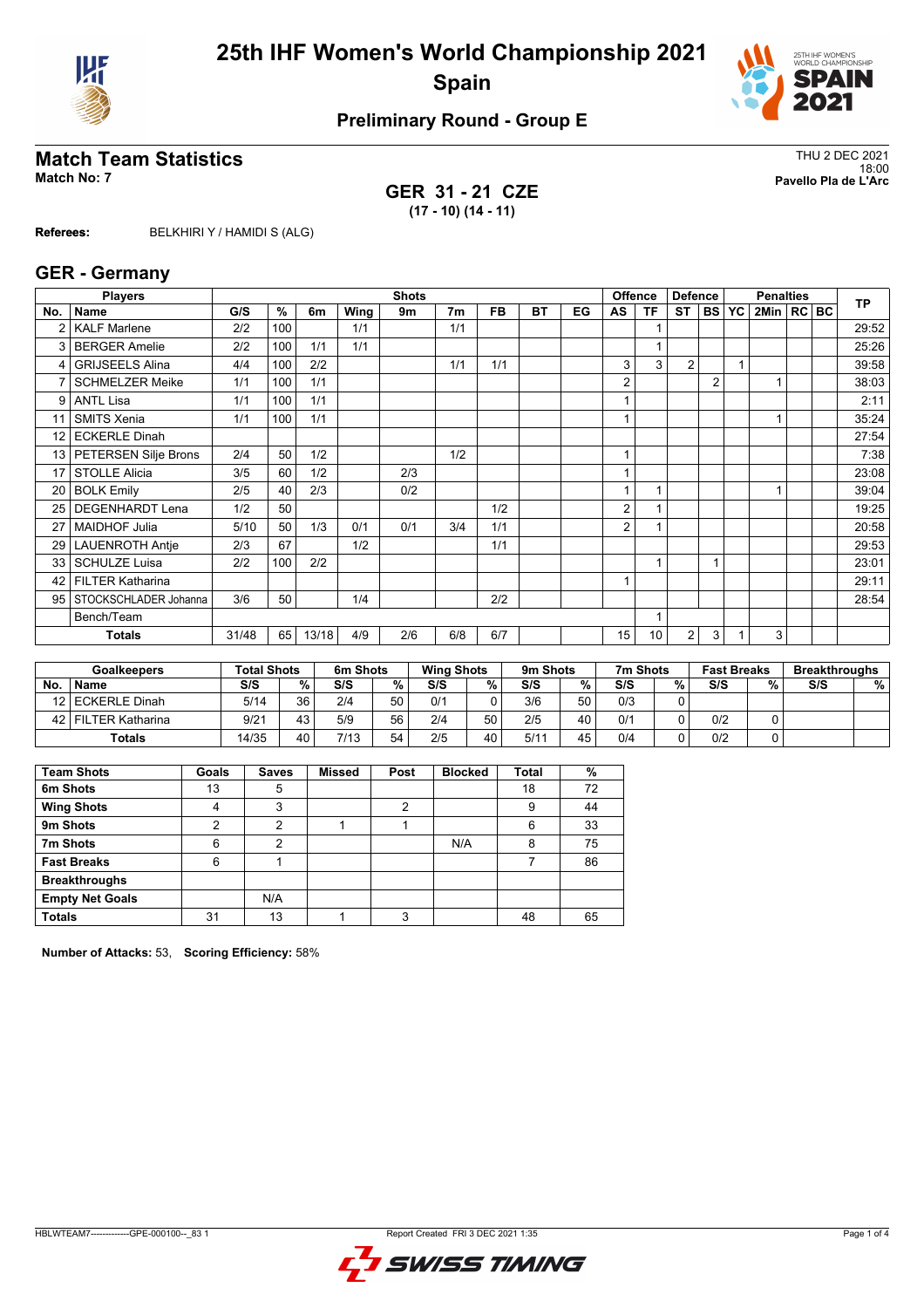# 25th IHF Women's World Championship 2021
## Spain

### Preliminary Round - Group E

## Match Team Statistics

**Match No: 7**

THU 2 DEC 2021
18:00
**Pavello Pla de L'Arc**

**GER 31 - 21 CZE**
**(17 - 10) (14 - 11)**

**Referees:** BELKHIRI Y / HAMIDI S (ALG)

## GER - Germany

| Players | | Shots | | | | | | | | | Offence | | Defence | | | Penalties | | | TP |
|---|---|---|---|---|---|---|---|---|---|---|---|---|---|---|---|---|---|---|---|
| No. | Name | G/S | % | 6m | Wing | 9m | 7m | FB | BT | EG | AS | TF | ST | BS | YC | 2Min | RC | BC | |
| 2 | KALF Marlene | 2/2 | 100 | | 1/1 | | 1/1 | | | | | 1 | | | | | | | 29:52 |
| 3 | BERGER Amelie | 2/2 | 100 | 1/1 | 1/1 | | | | | | | 1 | | | | | | | 25:26 |
| 4 | GRIJSEELS Alina | 4/4 | 100 | 2/2 | | | 1/1 | 1/1 | | | 3 | 3 | 2 | | 1 | | | | 39:58 |
| 7 | SCHMELZER Meike | 1/1 | 100 | 1/1 | | | | | | | 2 | | | 2 | | 1 | | | 38:03 |
| 9 | ANTL Lisa | 1/1 | 100 | 1/1 | | | | | | | 1 | | | | | | | | 2:11 |
| 11 | SMITS Xenia | 1/1 | 100 | 1/1 | | | | | | | 1 | | | | | 1 | | | 35:24 |
| 12 | ECKERLE Dinah | | | | | | | | | | | | | | | | | | 27:54 |
| 13 | PETERSEN Silje Brons | 2/4 | 50 | 1/2 | | | 1/2 | | | | 1 | | | | | | | | 7:38 |
| 17 | STOLLE Alicia | 3/5 | 60 | 1/2 | | 2/3 | | | | | 1 | | | | | | | | 23:08 |
| 20 | BOLK Emily | 2/5 | 40 | 2/3 | | 0/2 | | | | | 1 | 1 | | | | 1 | | | 39:04 |
| 25 | DEGENHARDT Lena | 1/2 | 50 | | | | | 1/2 | | | 2 | 1 | | | | | | | 19:25 |
| 27 | MAIDHOF Julia | 5/10 | 50 | 1/3 | 0/1 | 0/1 | 3/4 | 1/1 | | | 2 | 1 | | | | | | | 20:58 |
| 29 | LAUENROTH Antje | 2/3 | 67 | | 1/2 | | | 1/1 | | | | | | | | | | | 29:53 |
| 33 | SCHULZE Luisa | 2/2 | 100 | 2/2 | | | | | | | | 1 | | 1 | | | | | 23:01 |
| 42 | FILTER Katharina | | | | | | | | | | 1 | | | | | | | | 29:11 |
| 95 | STOCKSCHLADER Johanna | 3/6 | 50 | | 1/4 | | | 2/2 | | | | | | | | | | | 28:54 |
| | Bench/Team | | | | | | | | | | | 1 | | | | | | | |
| | **Totals** | 31/48 | 65 | 13/18 | 4/9 | 2/6 | 6/8 | 6/7 | | | 15 | 10 | 2 | 3 | 1 | 3 | | | |

| Goalkeepers | | Total Shots | | 6m Shots | | Wing Shots | | 9m Shots | | 7m Shots | | Fast Breaks | | Breakthroughs | |
|---|---|---|---|---|---|---|---|---|---|---|---|---|---|---|---|
| No. | Name | S/S | % | S/S | % | S/S | % | S/S | % | S/S | % | S/S | % | S/S | % |
| 12 | ECKERLE Dinah | 5/14 | 36 | 2/4 | 50 | 0/1 | 0 | 3/6 | 50 | 0/3 | 0 | | | | |
| 42 | FILTER Katharina | 9/21 | 43 | 5/9 | 56 | 2/4 | 50 | 2/5 | 40 | 0/1 | 0 | 0/2 | 0 | | |
| | **Totals** | 14/35 | 40 | 7/13 | 54 | 2/5 | 40 | 5/11 | 45 | 0/4 | 0 | 0/2 | 0 | | |

| Team Shots | Goals | Saves | Missed | Post | Blocked | Total | % |
|---|---|---|---|---|---|---|---|
| 6m Shots | 13 | 5 | | | | 18 | 72 |
| Wing Shots | 4 | 3 | | 2 | | 9 | 44 |
| 9m Shots | 2 | 2 | 1 | 1 | | 6 | 33 |
| 7m Shots | 6 | 2 | | | N/A | 8 | 75 |
| Fast Breaks | 6 | 1 | | | | 7 | 86 |
| Breakthroughs | | | | | | | |
| Empty Net Goals | | N/A | | | | | |
| **Totals** | 31 | 13 | 1 | 3 | | 48 | 65 |

**Number of Attacks:** 53, **Scoring Efficiency:** 58%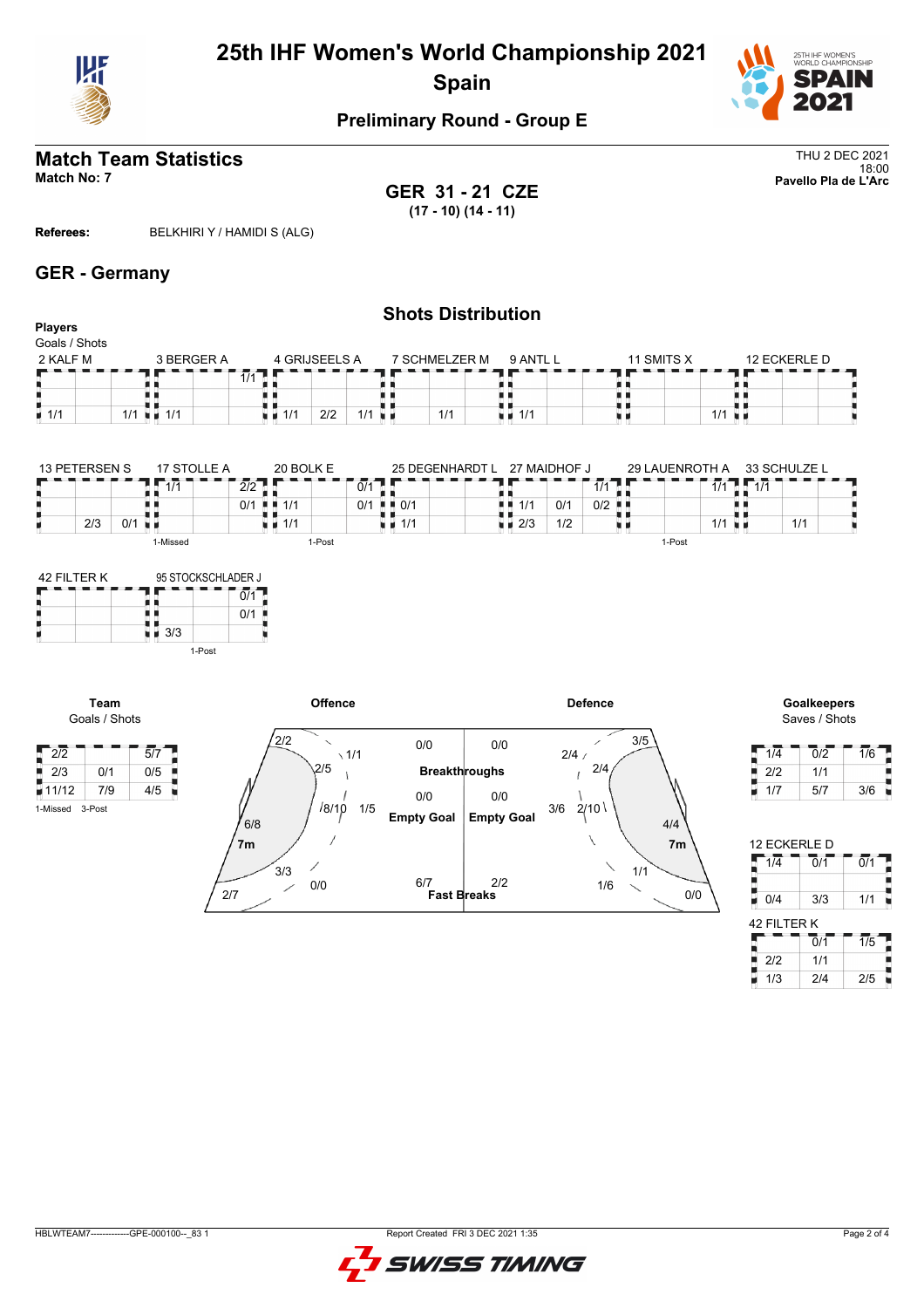# 25th IHF Women's World Championship 2021
## Spain

### Preliminary Round - Group E

## Match Team Statistics

**Match No: 7**

THU 2 DEC 2021
18:00
**Pavello Pla de L'Arc**

**GER 31 - 21 CZE**
**(17 - 10) (14 - 11)**

**Referees:** BELKHIRI Y / HAMIDI S (ALG)

## GER - Germany

### Shots Distribution

**Players**
Goals / Shots

**2 KALF M**

| | | |
|---|---|---|
| | | |
| | | |
| 1/1 | | 1/1 |

**3 BERGER A**

| | | |
|---|---|---|
| | | 1/1 |
| | | |
| 1/1 | | |

**4 GRIJSEELS A**

| | | |
|---|---|---|
| | | |
| | | |
| 1/1 | 2/2 | 1/1 |

**7 SCHMELZER M**

| | | |
|---|---|---|
| | | |
| | | |
| | 1/1 | |

**9 ANTL L**

| | | |
|---|---|---|
| | | |
| | | |
| 1/1 | | |

**11 SMITS X**

| | | |
|---|---|---|
| | | |
| | | |
| | | 1/1 |

**12 ECKERLE D**

| | | |
|---|---|---|
| | | |
| | | |
| | | |

**13 PETERSEN S**

| | | |
|---|---|---|
| | | |
| | | |
| | 2/3 | 0/1 |

**17 STOLLE A**

| | | |
|---|---|---|
| 1/1 | | 2/2 |
| | | 0/1 |
| | | |

1-Missed

**20 BOLK E**

| | | |
|---|---|---|
| | | 0/1 |
| 1/1 | | 0/1 |
| 1/1 | | |

1-Post

**25 DEGENHARDT L**

| | | |
|---|---|---|
| | | |
| 0/1 | | |
| 1/1 | | |

**27 MAIDHOF J**

| | | |
|---|---|---|
| | | 1/1 |
| 1/1 | 0/1 | 0/2 |
| 2/3 | 1/2 | |

**29 LAUENROTH A**

| | | |
|---|---|---|
| | | 1/1 |
| | | |
| | | 1/1 |

1-Post

**33 SCHULZE L**

| | | |
|---|---|---|
| 1/1 | | |
| | | |
| | 1/1 | |

**42 FILTER K**

| | | |
|---|---|---|
| | | |
| | | |
| | | |

**95 STOCKSCHLADER J**

| | | |
|---|---|---|
| | | 0/1 |
| | | 0/1 |
| 3/3 | | |

1-Post

### Team

Goals / Shots

| | | |
|---|---|---|
| 2/2 | | 5/7 |
| 2/3 | 0/1 | 0/5 |
| 11/12 | 7/9 | 4/5 |

1-Missed 3-Post

### Offence

| Area | Goals / Shots |
|---|---|
| Left wing | 2/2 |
| Left 9m | 2/5 |
| Centre 9m | 1/1 |
| Right 9m / centre | 8/10 |
| Right of centre 9m | 1/5 |
| Left 6m | 6/8 |
| 7m | 3/3 |
| Wing 6m | 0/0 |
| Left corner | 2/7 |
| Breakthroughs | 0/0 |
| Empty Goal | 0/0 |
| Fast Breaks | 6/7 |

### Defence

| Area | Goals / Shots |
|---|---|
| Breakthroughs | 0/0 |
| Empty Goal | 0/0 |
| Fast Breaks | 2/2 |
| Right wing | 3/5 |
| 9m | 2/4 |
| 9m | 2/4 |
| 9m | 3/6 |
| Centre 9m | 2/10 |
| 6m | 4/4 |
| 7m | 1/1 |
| 6m | 1/6 |
| Right corner | 0/0 |

### Goalkeepers

Saves / Shots

| | | |
|---|---|---|
| 1/4 | 0/2 | 1/6 |
| 2/2 | 1/1 | |
| 1/7 | 5/7 | 3/6 |

**12 ECKERLE D**

| | | |
|---|---|---|
| 1/4 | 0/1 | 0/1 |
| | | |
| 0/4 | 3/3 | 1/1 |

**42 FILTER K**

| | | |
|---|---|---|
| | 0/1 | 1/5 |
| 2/2 | 1/1 | |
| 1/3 | 2/4 | 2/5 |

HBLWTEAM7--------------GPE-000100--_83 1 Report Created FRI 3 DEC 2021 1:35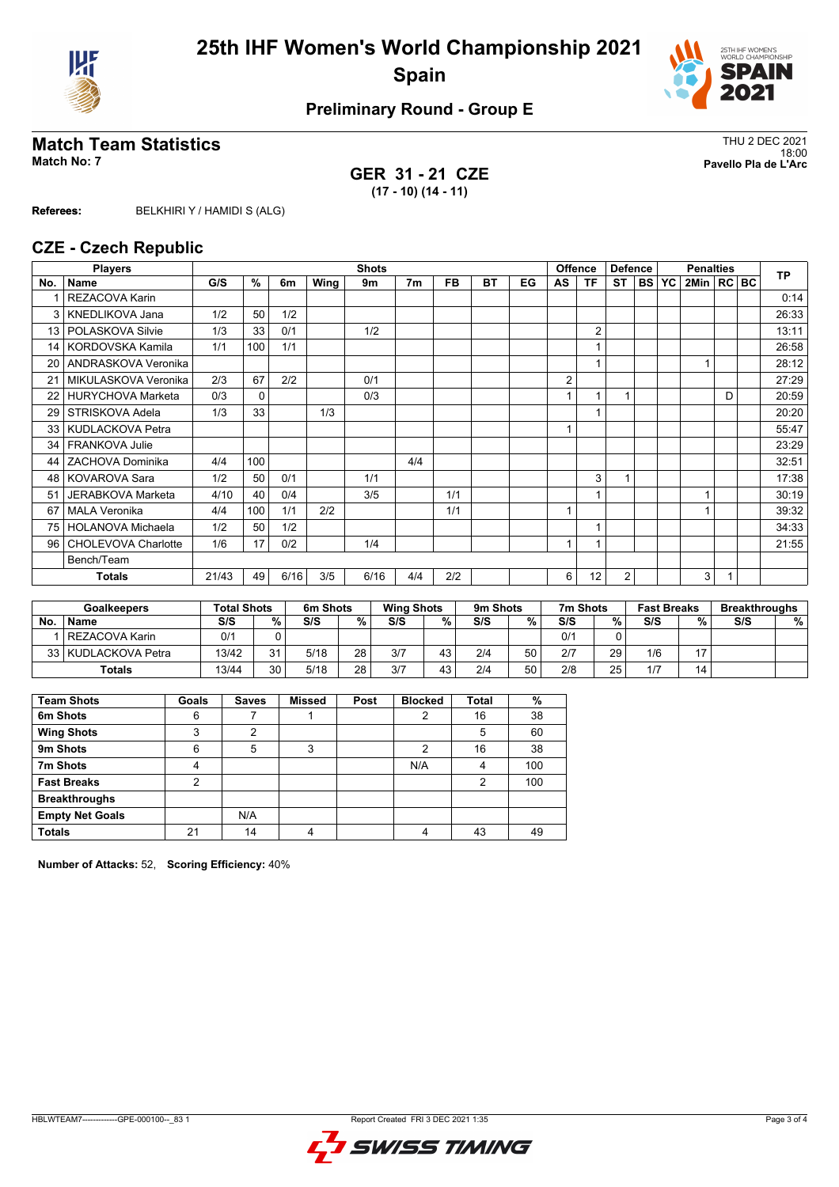# 25th IHF Women's World Championship 2021
## Spain

### Preliminary Round - Group E

## Match Team Statistics

**Match No: 7**

THU 2 DEC 2021
18:00
**Pavello Pla de L'Arc**

**GER 31 - 21 CZE**
**(17 - 10) (14 - 11)**

**Referees:** BELKHIRI Y / HAMIDI S (ALG)

## CZE - Czech Republic

| Players | | Shots | | | | | | | | | Offence | | Defence | | | Penalties | | | TP |
|---|---|---|---|---|---|---|---|---|---|---|---|---|---|---|---|---|---|---|---|
| No. | Name | G/S | % | 6m | Wing | 9m | 7m | FB | BT | EG | AS | TF | ST | BS | YC | 2Min | RC | BC | |
| 1 | REZACOVA Karin | | | | | | | | | | | | | | | | | | 0:14 |
| 3 | KNEDLIKOVA Jana | 1/2 | 50 | 1/2 | | | | | | | | | | | | | | | 26:33 |
| 13 | POLASKOVA Silvie | 1/3 | 33 | 0/1 | | 1/2 | | | | | | 2 | | | | | | | 13:11 |
| 14 | KORDOVSKA Kamila | 1/1 | 100 | 1/1 | | | | | | | | 1 | | | | | | | 26:58 |
| 20 | ANDRASKOVA Veronika | | | | | | | | | | | 1 | | | | 1 | | | 28:12 |
| 21 | MIKULASKOVA Veronika | 2/3 | 67 | 2/2 | | 0/1 | | | | | 2 | | | | | | | | 27:29 |
| 22 | HURYCHOVA Marketa | 0/3 | 0 | | | 0/3 | | | | | 1 | 1 | 1 | | | | D | | 20:59 |
| 29 | STRISKOVA Adela | 1/3 | 33 | | 1/3 | | | | | | | 1 | | | | | | | 20:20 |
| 33 | KUDLACKOVA Petra | | | | | | | | | | 1 | | | | | | | | 55:47 |
| 34 | FRANKOVA Julie | | | | | | | | | | | | | | | | | | 23:29 |
| 44 | ZACHOVA Dominika | 4/4 | 100 | | | | 4/4 | | | | | | | | | | | | 32:51 |
| 48 | KOVAROVA Sara | 1/2 | 50 | 0/1 | | 1/1 | | | | | | 3 | 1 | | | | | | 17:38 |
| 51 | JERABKOVA Marketa | 4/10 | 40 | 0/4 | | 3/5 | | 1/1 | | | | 1 | | | | 1 | | | 30:19 |
| 67 | MALA Veronika | 4/4 | 100 | 1/1 | 2/2 | | | 1/1 | | | 1 | | | | | 1 | | | 39:32 |
| 75 | HOLANOVA Michaela | 1/2 | 50 | 1/2 | | | | | | | | 1 | | | | | | | 34:33 |
| 96 | CHOLEVOVA Charlotte | 1/6 | 17 | 0/2 | | 1/4 | | | | | 1 | 1 | | | | | | | 21:55 |
| | Bench/Team | | | | | | | | | | | | | | | | | | |
| | **Totals** | 21/43 | 49 | 6/16 | 3/5 | 6/16 | 4/4 | 2/2 | | | 6 | 12 | 2 | | | 3 | 1 | | |

| Goalkeepers | | Total Shots | | 6m Shots | | Wing Shots | | 9m Shots | | 7m Shots | | Fast Breaks | | Breakthroughs | |
|---|---|---|---|---|---|---|---|---|---|---|---|---|---|---|---|
| No. | Name | S/S | % | S/S | % | S/S | % | S/S | % | S/S | % | S/S | % | S/S | % |
| 1 | REZACOVA Karin | 0/1 | 0 | | | | | | | 0/1 | 0 | | | | |
| 33 | KUDLACKOVA Petra | 13/42 | 31 | 5/18 | 28 | 3/7 | 43 | 2/4 | 50 | 2/7 | 29 | 1/6 | 17 | | |
| | **Totals** | 13/44 | 30 | 5/18 | 28 | 3/7 | 43 | 2/4 | 50 | 2/8 | 25 | 1/7 | 14 | | |

| Team Shots | Goals | Saves | Missed | Post | Blocked | Total | % |
|---|---|---|---|---|---|---|---|
| **6m Shots** | 6 | 7 | 1 | | 2 | 16 | 38 |
| **Wing Shots** | 3 | 2 | | | | 5 | 60 |
| **9m Shots** | 6 | 5 | 3 | | 2 | 16 | 38 |
| **7m Shots** | 4 | | | | N/A | 4 | 100 |
| **Fast Breaks** | 2 | | | | | 2 | 100 |
| **Breakthroughs** | | | | | | | |
| **Empty Net Goals** | | N/A | | | | | |
| **Totals** | 21 | 14 | 4 | | 4 | 43 | 49 |

**Number of Attacks:** 52, **Scoring Efficiency:** 40%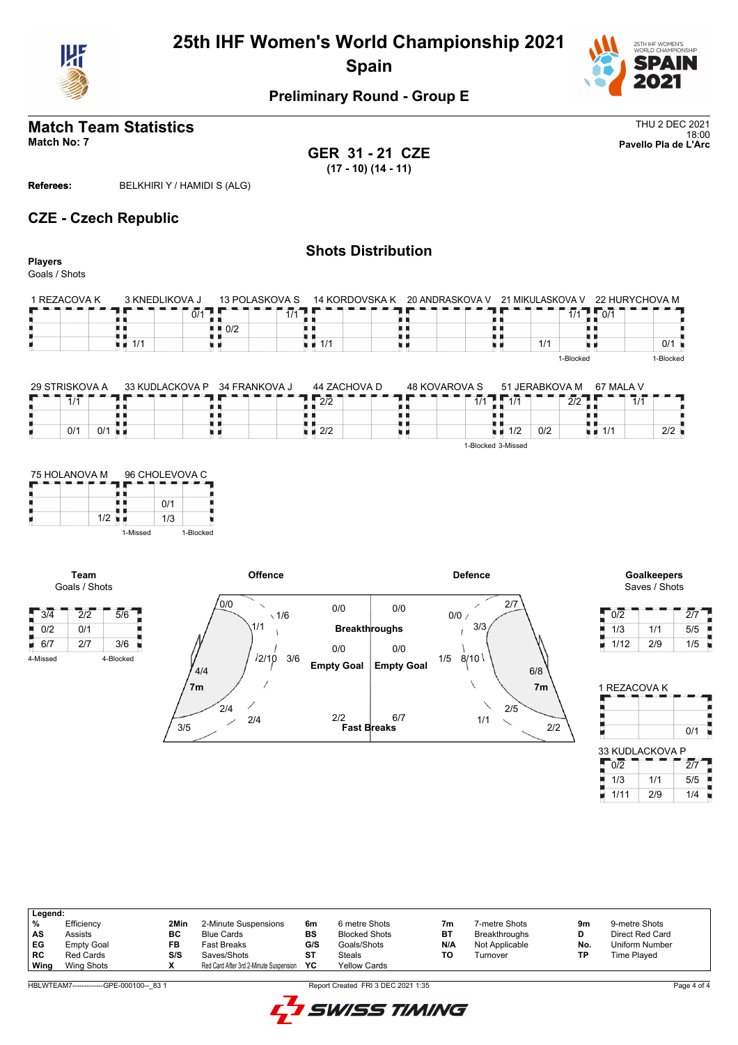# 25th IHF Women's World Championship 2021

## Spain

### Preliminary Round - Group E

## Match Team Statistics

**Match No: 7**

THU 2 DEC 2021
18:00
**Pavello Pla de L'Arc**

**GER 31 - 21 CZE**
**(17 - 10) (14 - 11)**

**Referees:** BELKHIRI Y / HAMIDI S (ALG)

## CZE - Czech Republic

### Shots Distribution

**Players**
Goals / Shots

1 REZACOVA K

3 KNEDLIKOVA J
0/1
1/1

13 POLASKOVA S
1/1
0/2

14 KORDOVSKA K
1/1

20 ANDRASKOVA V

21 MIKULASKOVA V
1/1
1/1
1-Blocked

22 HURYCHOVA M
0/1
0/1
1-Blocked

29 STRISKOVA A
1/1
0/1 0/1

33 KUDLACKOVA P

34 FRANKOVA J

44 ZACHOVA D
2/2
2/2

48 KOVAROVA S
1/1
1-Blocked 3-Missed

51 JERABKOVA M
1/1 2/2
1/2 0/2

67 MALA V
1/1
1/1 2/2

75 HOLANOVA M
1/2
1-Missed

96 CHOLEVOVA C
0/1
1/3
1-Blocked

**Team**
Goals / Shots

| | | |
|---|---|---|
| 3/4 | 2/2 | 5/6 |
| 0/2 | 0/1 | |
| 6/7 | 2/7 | 3/6 |

4-Missed 4-Blocked

**Offence**

0/0
1/6
1/1
2/10
3/6
4/4
7m
2/4
2/4
3/5

0/0 0/0
Breakthroughs
0/0 0/0
Empty Goal Empty Goal
2/2 6/7
Fast Breaks

**Defence**

0/0
2/7
3/3
1/5
8/10
6/8
7m
2/5
1/1
2/2

**Goalkeepers**
Saves / Shots

| | | |
|---|---|---|
| 0/2 | | 2/7 |
| 1/3 | 1/1 | 5/5 |
| 1/12 | 2/9 | 1/5 |

1 REZACOVA K

| | | |
|---|---|---|
| | | |
| | | 0/1 |

33 KUDLACKOVA P

| | | |
|---|---|---|
| 0/2 | | 2/7 |
| 1/3 | 1/1 | 5/5 |
| 1/11 | 2/9 | 1/4 |

**Legend:**

| | | | | | | | | | |
|---|---|---|---|---|---|---|---|---|---|
| % | Efficiency | 2Min | 2-Minute Suspensions | 6m | 6 metre Shots | 7m | 7-metre Shots | 9m | 9-metre Shots |
| AS | Assists | BC | Blue Cards | BS | Blocked Shots | BT | Breakthroughs | D | Direct Red Card |
| EG | Empty Goal | FB | Fast Breaks | G/S | Goals/Shots | N/A | Not Applicable | No. | Uniform Number |
| RC | Red Cards | S/S | Saves/Shots | ST | Steals | TO | Turnover | TP | Time Played |
| Wing | Wing Shots | X | Red Card After 3rd 2-Minute Suspension | YC | Yellow Cards | | | | |

HBLWTEAM7-------------GPE-000100--_83 1 Report Created FRI 3 DEC 2021 1:35